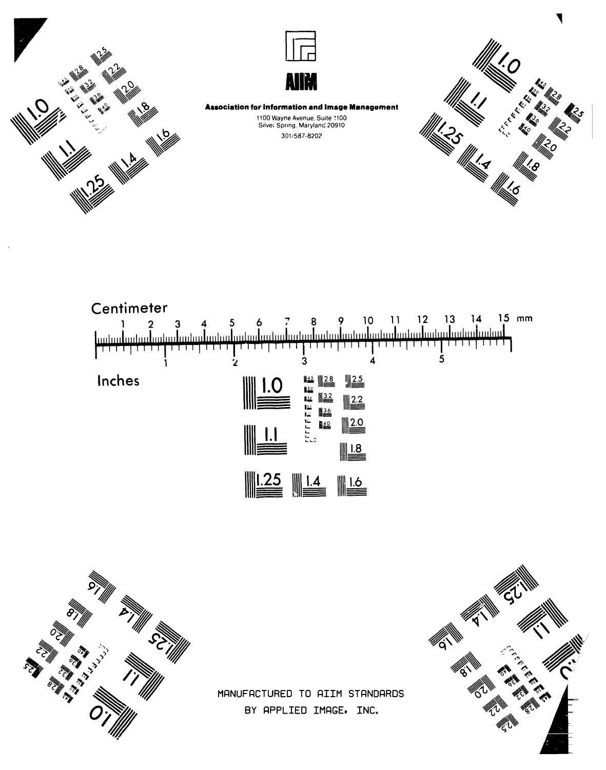# AIIM

**Association for Information and Image Management**

1100 Wayne Avenue, Suite 1100
Silver Spring, Maryland 20910

301/587-8202

Centimeter

1 2 3 4 5 6 7 8 9 10 11 12 13 14 15 mm

Inches

1 2 3 4 5

MANUFACTURED TO AIIM STANDARDS
BY APPLIED IMAGE, INC.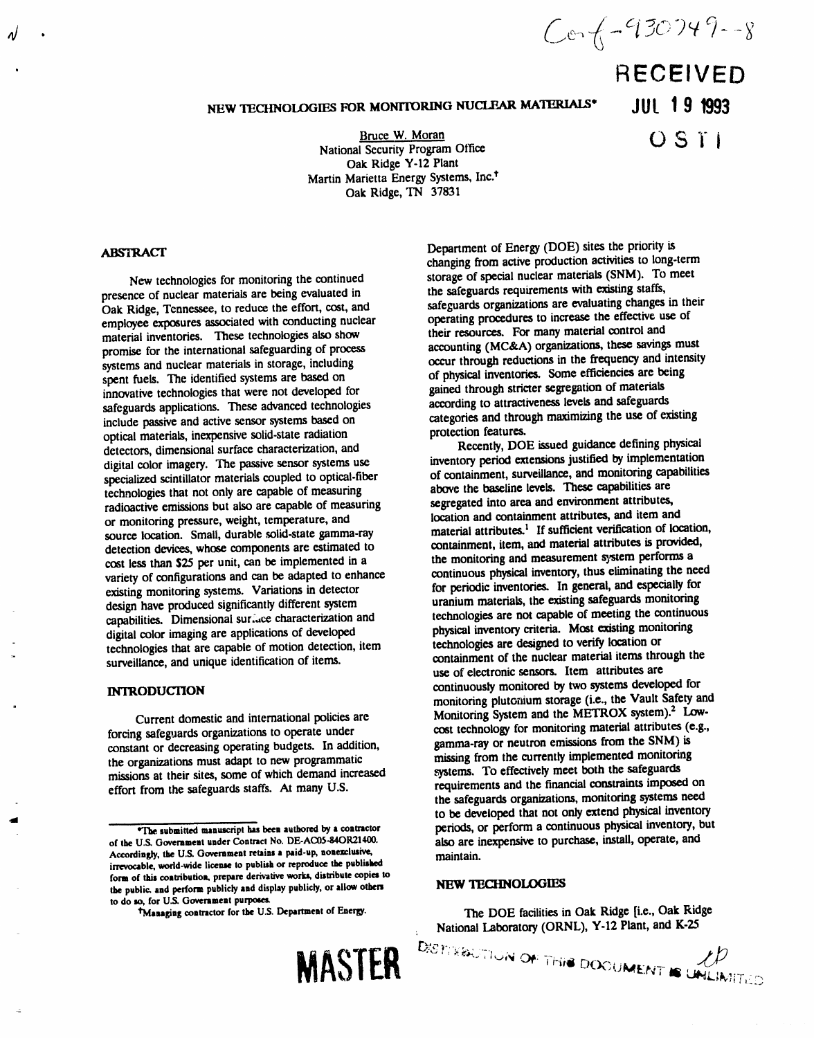Conf-930749--8

**RECEIVED**

**JUL 19 1993**

**OSTI**

# NEW TECHNOLOGIES FOR MONITORING NUCLEAR MATERIALS*

Bruce W. Moran
National Security Program Office
Oak Ridge Y-12 Plant
Martin Marietta Energy Systems, Inc.†
Oak Ridge, TN 37831

## ABSTRACT

New technologies for monitoring the continued presence of nuclear materials are being evaluated in Oak Ridge, Tennessee, to reduce the effort, cost, and employee exposures associated with conducting nuclear material inventories. These technologies also show promise for the international safeguarding of process systems and nuclear materials in storage, including spent fuels. The identified systems are based on innovative technologies that were not developed for safeguards applications. These advanced technologies include passive and active sensor systems based on optical materials, inexpensive solid-state radiation detectors, dimensional surface characterization, and digital color imagery. The passive sensor systems use specialized scintillator materials coupled to optical-fiber technologies that not only are capable of measuring radioactive emissions but also are capable of measuring or monitoring pressure, weight, temperature, and source location. Small, durable solid-state gamma-ray detection devices, whose components are estimated to cost less than $25 per unit, can be implemented in a variety of configurations and can be adapted to enhance existing monitoring systems. Variations in detector design have produced significantly different system capabilities. Dimensional surface characterization and digital color imaging are applications of developed technologies that are capable of motion detection, item surveillance, and unique identification of items.

## INTRODUCTION

Current domestic and international policies are forcing safeguards organizations to operate under constant or decreasing operating budgets. In addition, the organizations must adapt to new programmatic missions at their sites, some of which demand increased effort from the safeguards staffs. At many U.S. Department of Energy (DOE) sites the priority is changing from active production activities to long-term storage of special nuclear materials (SNM). To meet the safeguards requirements with existing staffs, safeguards organizations are evaluating changes in their operating procedures to increase the effective use of their resources. For many material control and accounting (MC&A) organizations, these savings must occur through reductions in the frequency and intensity of physical inventories. Some efficiencies are being gained through stricter segregation of materials according to attractiveness levels and safeguards categories and through maximizing the use of existing protection features.

Recently, DOE issued guidance defining physical inventory period extensions justified by implementation of containment, surveillance, and monitoring capabilities above the baseline levels. These capabilities are segregated into area and environment attributes, location and containment attributes, and item and material attributes.[1] If sufficient verification of location, containment, item, and material attributes is provided, the monitoring and measurement system performs a continuous physical inventory, thus eliminating the need for periodic inventories. In general, and especially for uranium materials, the existing safeguards monitoring technologies are not capable of meeting the continuous physical inventory criteria. Most existing monitoring technologies are designed to verify location or containment of the nuclear material items through the use of electronic sensors. Item attributes are continuously monitored by two systems developed for monitoring plutonium storage (i.e., the Vault Safety and Monitoring System and the METROX system).[2] Low-cost technology for monitoring material attributes (e.g., gamma-ray or neutron emissions from the SNM) is missing from the currently implemented monitoring systems. To effectively meet both the safeguards requirements and the financial constraints imposed on the safeguards organizations, monitoring systems need to be developed that not only extend physical inventory periods, or perform a continuous physical inventory, but also are inexpensive to purchase, install, operate, and maintain.

## NEW TECHNOLOGIES

The DOE facilities in Oak Ridge [i.e., Oak Ridge National Laboratory (ORNL), Y-12 Plant, and K-25

*The submitted manuscript has been authored by a contractor of the U.S. Government under Contract No. DE-AC05-84OR21400. Accordingly, the U.S. Government retains a paid-up, nonexclusive, irrevocable, world-wide license to publish or reproduce the published form of this contribution, prepare derivative works, distribute copies to the public, and perform publicly and display publicly, or allow others to do so, for U.S. Government purposes.

†Managing contractor for the U.S. Department of Energy.

**MASTER**

DISTRIBUTION OF THIS DOCUMENT IS UNLIMITED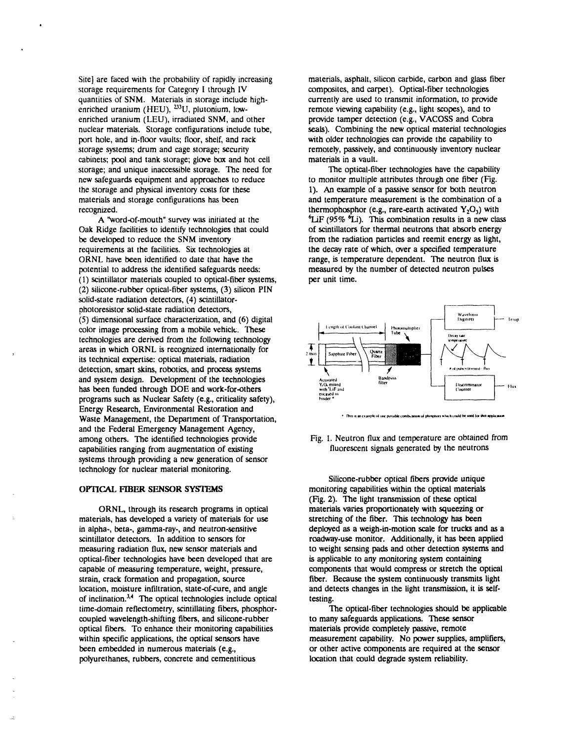Site] are faced with the probability of rapidly increasing storage requirements for Category I through IV quantities of SNM. Materials in storage include high-enriched uranium (HEU), $^{233}U$, plutonium, low-enriched uranium (LEU), irradiated SNM, and other nuclear materials. Storage configurations include tube, port hole, and in-floor vaults; floor, shelf, and rack storage systems; drum and cage storage; security cabinets; pool and tank storage; glove box and hot cell storage; and unique inaccessible storage. The need for new safeguards equipment and approaches to reduce the storage and physical inventory costs for these materials and storage configurations has been recognized.

A "word-of-mouth" survey was initiated at the Oak Ridge facilities to identify technologies that could be developed to reduce the SNM inventory requirements at the facilities. Six technologies at ORNL have been identified to date that have the potential to address the identified safeguards needs: (1) scintillator materials coupled to optical-fiber systems, (2) silicone-rubber optical-fiber systems, (3) silicon PIN solid-state radiation detectors, (4) scintillator-photoresistor solid-state radiation detectors, (5) dimensional surface characterization, and (6) digital color image processing from a mobile vehicle. These technologies are derived from the following technology areas in which ORNL is recognized internationally for its technical expertise: optical materials, radiation detection, smart skins, robotics, and process systems and system design. Development of the technologies has been funded through DOE and work-for-others programs such as Nuclear Safety (e.g., criticality safety), Energy Research, Environmental Restoration and Waste Management, the Department of Transportation, and the Federal Emergency Management Agency, among others. The identified technologies provide capabilities ranging from augmentation of existing systems through providing a new generation of sensor technology for nuclear material monitoring.

## OPTICAL FIBER SENSOR SYSTEMS

ORNL, through its research programs in optical materials, has developed a variety of materials for use in alpha-, beta-, gamma-ray-, and neutron-sensitive scintillator detectors. In addition to sensors for measuring radiation flux, new sensor materials and optical-fiber technologies have been developed that are capable of measuring temperature, weight, pressure, strain, crack formation and propagation, source location, moisture infiltration, state-of-cure, and angle of inclination.[3,4] The optical technologies include optical time-domain reflectometry, scintillating fibers, phosphor-coupled wavelength-shifting fibers, and silicone-rubber optical fibers. To enhance their monitoring capabilities within specific applications, the optical sensors have been embedded in numerous materials (e.g., polyurethanes, rubbers, concrete and cementitious materials, asphalt, silicon carbide, carbon and glass fiber composites, and carpet). Optical-fiber technologies currently are used to transmit information, to provide remote viewing capability (e.g., light scopes), and to provide tamper detection (e.g., VACOSS and Cobra seals). Combining the new optical material technologies with older technologies can provide the capability to remotely, passively, and continuously inventory nuclear materials in a vault.

The optical-fiber technologies have the capability to monitor multiple attributes through one fiber (Fig. 1). An example of a passive sensor for both neutron and temperature measurement is the combination of a thermophosphor (e.g., rare-earth activated $Y_2O_3$) with $^6LiF$ (95% $^6Li$). This combination results in a new class of scintillators for thermal neutrons that absorb energy from the radiation particles and reemit energy as light, the decay rate of which, over a specified temperature range, is temperature dependent. The neutron flux is measured by the number of detected neutron pulses per unit time.

Fig. 1. Neutron flux and temperature are obtained from fluorescent signals generated by the neutrons

Silicone-rubber optical fibers provide unique monitoring capabilities within the optical materials (Fig. 2). The light transmission of these optical materials varies proportionately with squeezing or stretching of the fiber. This technology has been deployed as a weigh-in-motion scale for trucks and as a roadway-use monitor. Additionally, it has been applied to weight sensing pads and other detection systems and is applicable to any monitoring system containing components that would compress or stretch the optical fiber. Because the system continuously transmits light and detects changes in the light transmission, it is self-testing.

The optical-fiber technologies should be applicable to many safeguards applications. These sensor materials provide completely passive, remote measurement capability. No power supplies, amplifiers, or other active components are required at the sensor location that could degrade system reliability.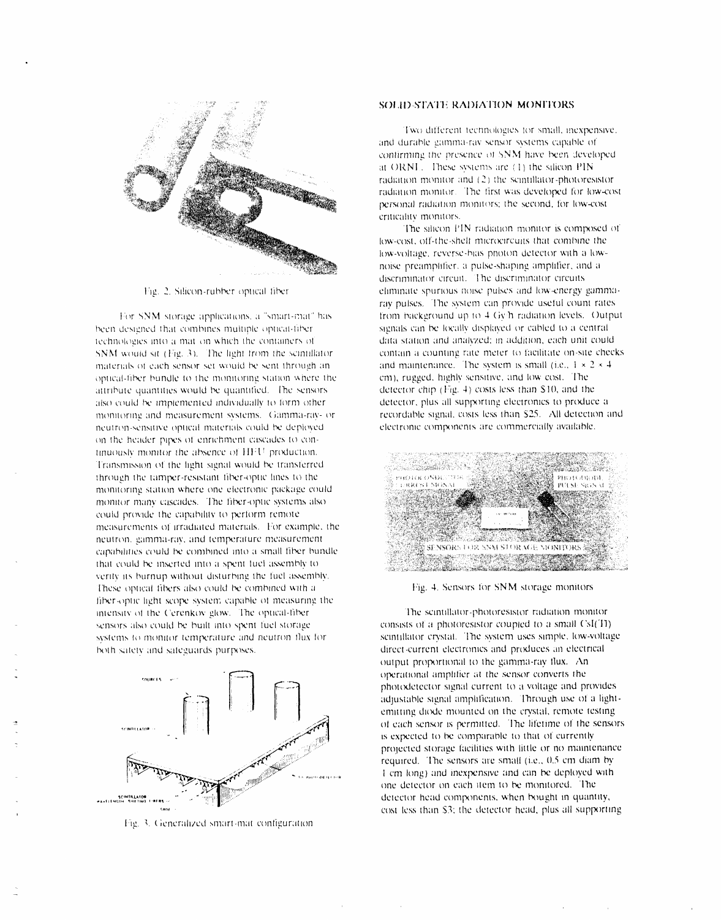Fig. 2. Silicon-rubber optical fiber

For SNM storage applications, a "smart-mat" has been designed that combines multiple optical-fiber technologies into a mat on which the containers of SNM would sit (Fig. 3). The light from the scintillator materials of each sensor set would be sent through an optical-fiber bundle to the monitoring station where the attribute quantities would be quantified. The sensors also could be implemented individually to form other monitoring and measurement systems. Gamma-ray- or neutron-sensitive optical materials could be deployed on the header pipes of enrichment cascades to continuously monitor the absence of HEU production. Transmission of the light signal would be transferred through the tamper-resistant fiber-optic lines to the monitoring station where one electronic package could monitor many cascades. The fiber-optic systems also could provide the capability to perform remote measurements of irradiated materials. For example, the neutron, gamma-ray, and temperature measurement capabilities could be combined into a small fiber bundle that could be inserted into a spent fuel assembly to verify its burnup without disturbing the fuel assembly. These optical fibers also could be combined with a fiber-optic light scope system capable of measuring the intensity of the Cerenkov glow. The optical-fiber sensors also could be built into spent fuel storage systems to monitor temperature and neutron flux for both safety and safeguards purposes.

Fig. 3. Generalized smart-mat configuration

## SOLID-STATE RADIATION MONITORS

Two different technologies for small, inexpensive, and durable gamma-ray sensor systems capable of confirming the presence of SNM have been developed at ORNL. These systems are (1) the silicon PIN radiation monitor and (2) the scintillator-photoresistor radiation monitor. The first was developed for low-cost personal radiation monitors; the second, for low-cost criticality monitors.

The silicon PIN radiation monitor is composed of low-cost, off-the-shelf microcircuits that combine the low-voltage, reverse-bias photon detector with a low-noise preamplifier, a pulse-shaping amplifier, and a discriminator circuit. The discriminator circuits eliminate spurious noise pulses and low-energy gamma-ray pulses. The system can provide useful count rates from background up to 4 Gy/h radiation levels. Output signals can be locally displayed or cabled to a central data station and analyzed; in addition, each unit could contain a counting rate meter to facilitate on-site checks and maintenance. The system is small (i.e., 1 × 2 × 4 cm), rugged, highly sensitive, and low cost. The detector chip (Fig. 4) costs less than \$10, and the detector, plus all supporting electronics to produce a recordable signal, costs less than \$25. All detection and electronic components are commercially available.

Fig. 4. Sensors for SNM storage monitors

The scintillator-photoresistor radiation monitor consists of a photoresistor coupled to a small CsI(Tl) scintillator crystal. The system uses simple, low-voltage direct-current electronics and produces an electrical output proportional to the gamma-ray flux. An operational amplifier at the sensor converts the photodetector signal current to a voltage and provides adjustable signal amplification. Through use of a light-emitting diode mounted on the crystal, remote testing of each sensor is permitted. The lifetime of the sensors is expected to be comparable to that of currently projected storage facilities with little or no maintenance required. The sensors are small (i.e., 0.5 cm diam by 1 cm long) and inexpensive and can be deployed with one detector on each item to be monitored. The detector head components, when bought in quantity, cost less than \$3; the detector head, plus all supporting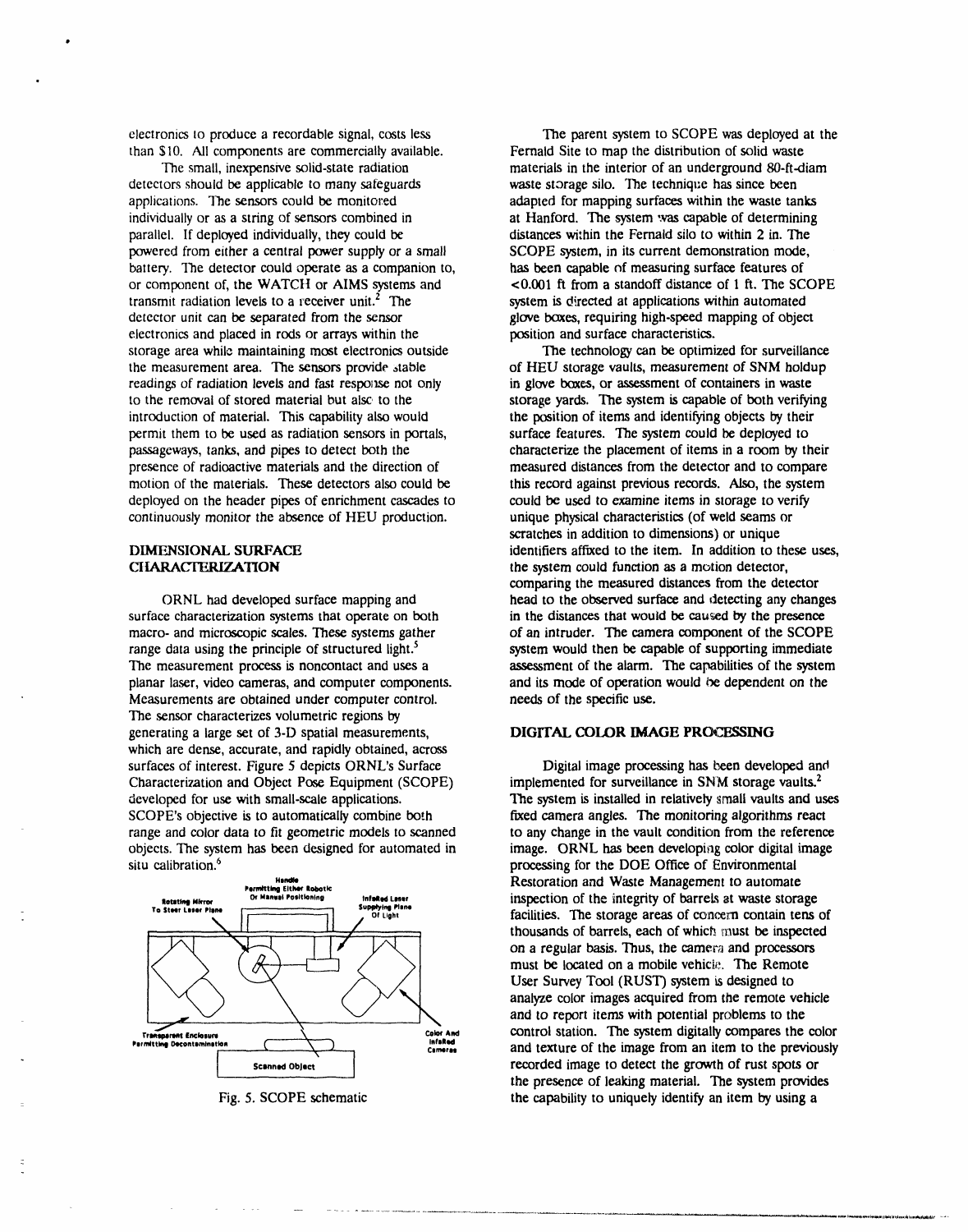electronics to produce a recordable signal, costs less than $10. All components are commercially available.

The small, inexpensive solid-state radiation detectors should be applicable to many safeguards applications. The sensors could be monitored individually or as a string of sensors combined in parallel. If deployed individually, they could be powered from either a central power supply or a small battery. The detector could operate as a companion to, or component of, the WATCH or AIMS systems and transmit radiation levels to a receiver unit.[2] The detector unit can be separated from the sensor electronics and placed in rods or arrays within the storage area while maintaining most electronics outside the measurement area. The sensors provide stable readings of radiation levels and fast response not only to the removal of stored material but also to the introduction of material. This capability also would permit them to be used as radiation sensors in portals, passageways, tanks, and pipes to detect both the presence of radioactive materials and the direction of motion of the materials. These detectors also could be deployed on the header pipes of enrichment cascades to continuously monitor the absence of HEU production.

## DIMENSIONAL SURFACE CHARACTERIZATION

ORNL had developed surface mapping and surface characterization systems that operate on both macro- and microscopic scales. These systems gather range data using the principle of structured light.[5] The measurement process is noncontact and uses a planar laser, video cameras, and computer components. Measurements are obtained under computer control. The sensor characterizes volumetric regions by generating a large set of 3-D spatial measurements, which are dense, accurate, and rapidly obtained, across surfaces of interest. Figure 5 depicts ORNL's Surface Characterization and Object Pose Equipment (SCOPE) developed for use with small-scale applications. SCOPE's objective is to automatically combine both range and color data to fit geometric models to scanned objects. The system has been designed for automated in situ calibration.[6]

Handle Permitting Either Robotic Or Manual Positioning; Rotating Mirror To Steer Laser Plane; Infrared Laser Supplying Plane Of Light; Transparent Enclosure Permitting Decontamination; Color And Infrared Cameras; Scanned Object

Fig. 5. SCOPE schematic

The parent system to SCOPE was deployed at the Fernald Site to map the distribution of solid waste materials in the interior of an underground 80-ft-diam waste storage silo. The technique has since been adapted for mapping surfaces within the waste tanks at Hanford. The system was capable of determining distances within the Fernald silo to within 2 in. The SCOPE system, in its current demonstration mode, has been capable of measuring surface features of <0.001 ft from a standoff distance of 1 ft. The SCOPE system is directed at applications within automated glove boxes, requiring high-speed mapping of object position and surface characteristics.

The technology can be optimized for surveillance of HEU storage vaults, measurement of SNM holdup in glove boxes, or assessment of containers in waste storage yards. The system is capable of both verifying the position of items and identifying objects by their surface features. The system could be deployed to characterize the placement of items in a room by their measured distances from the detector and to compare this record against previous records. Also, the system could be used to examine items in storage to verify unique physical characteristics (of weld seams or scratches in addition to dimensions) or unique identifiers affixed to the item. In addition to these uses, the system could function as a motion detector, comparing the measured distances from the detector head to the observed surface and detecting any changes in the distances that would be caused by the presence of an intruder. The camera component of the SCOPE system would then be capable of supporting immediate assessment of the alarm. The capabilities of the system and its mode of operation would be dependent on the needs of the specific use.

## DIGITAL COLOR IMAGE PROCESSING

Digital image processing has been developed and implemented for surveillance in SNM storage vaults.[2] The system is installed in relatively small vaults and uses fixed camera angles. The monitoring algorithms react to any change in the vault condition from the reference image. ORNL has been developing color digital image processing for the DOE Office of Environmental Restoration and Waste Management to automate inspection of the integrity of barrels at waste storage facilities. The storage areas of concern contain tens of thousands of barrels, each of which must be inspected on a regular basis. Thus, the camera and processors must be located on a mobile vehicle. The Remote User Survey Tool (RUST) system is designed to analyze color images acquired from the remote vehicle and to report items with potential problems to the control station. The system digitally compares the color and texture of the image from an item to the previously recorded image to detect the growth of rust spots or the presence of leaking material. The system provides the capability to uniquely identify an item by using a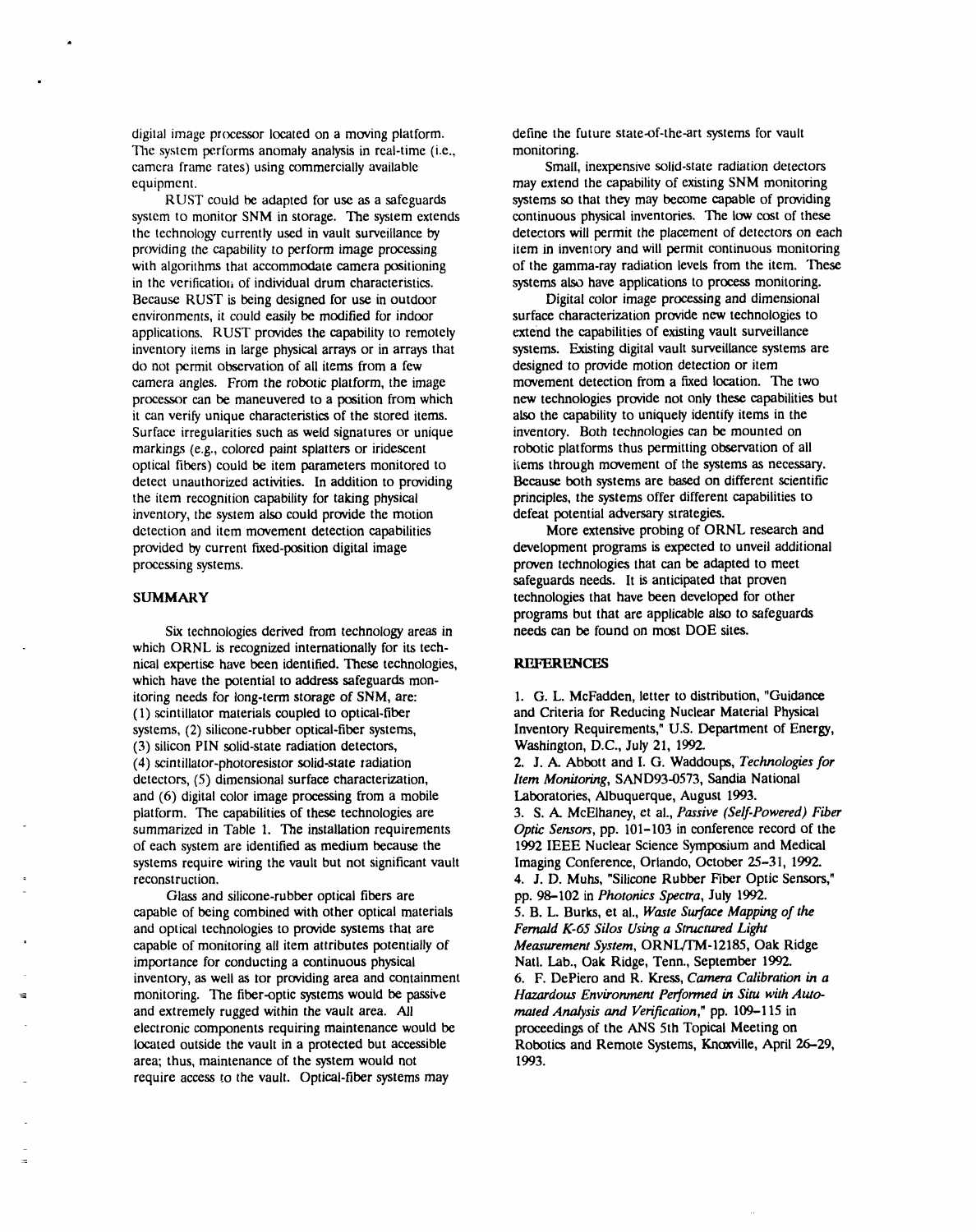digital image processor located on a moving platform. The system performs anomaly analysis in real-time (i.e., camera frame rates) using commercially available equipment.

RUST could be adapted for use as a safeguards system to monitor SNM in storage. The system extends the technology currently used in vault surveillance by providing the capability to perform image processing with algorithms that accommodate camera positioning in the verification of individual drum characteristics. Because RUST is being designed for use in outdoor environments, it could easily be modified for indoor applications. RUST provides the capability to remotely inventory items in large physical arrays or in arrays that do not permit observation of all items from a few camera angles. From the robotic platform, the image processor can be maneuvered to a position from which it can verify unique characteristics of the stored items. Surface irregularities such as weld signatures or unique markings (e.g., colored paint splatters or iridescent optical fibers) could be item parameters monitored to detect unauthorized activities. In addition to providing the item recognition capability for taking physical inventory, the system also could provide the motion detection and item movement detection capabilities provided by current fixed-position digital image processing systems.

## SUMMARY

Six technologies derived from technology areas in which ORNL is recognized internationally for its technical expertise have been identified. These technologies, which have the potential to address safeguards monitoring needs for long-term storage of SNM, are: (1) scintillator materials coupled to optical-fiber systems, (2) silicone-rubber optical-fiber systems, (3) silicon PIN solid-state radiation detectors, (4) scintillator-photoresistor solid-state radiation detectors, (5) dimensional surface characterization, and (6) digital color image processing from a mobile platform. The capabilities of these technologies are summarized in Table 1. The installation requirements of each system are identified as medium because the systems require wiring the vault but not significant vault reconstruction.

Glass and silicone-rubber optical fibers are capable of being combined with other optical materials and optical technologies to provide systems that are capable of monitoring all item attributes potentially of importance for conducting a continuous physical inventory, as well as for providing area and containment monitoring. The fiber-optic systems would be passive and extremely rugged within the vault area. All electronic components requiring maintenance would be located outside the vault in a protected but accessible area; thus, maintenance of the system would not require access to the vault. Optical-fiber systems may define the future state-of-the-art systems for vault monitoring.

Small, inexpensive solid-state radiation detectors may extend the capability of existing SNM monitoring systems so that they may become capable of providing continuous physical inventories. The low cost of these detectors will permit the placement of detectors on each item in inventory and will permit continuous monitoring of the gamma-ray radiation levels from the item. These systems also have applications to process monitoring.

Digital color image processing and dimensional surface characterization provide new technologies to extend the capabilities of existing vault surveillance systems. Existing digital vault surveillance systems are designed to provide motion detection or item movement detection from a fixed location. The two new technologies provide not only these capabilities but also the capability to uniquely identify items in the inventory. Both technologies can be mounted on robotic platforms thus permitting observation of all items through movement of the systems as necessary. Because both systems are based on different scientific principles, the systems offer different capabilities to defeat potential adversary strategies.

More extensive probing of ORNL research and development programs is expected to unveil additional proven technologies that can be adapted to meet safeguards needs. It is anticipated that proven technologies that have been developed for other programs but that are applicable also to safeguards needs can be found on most DOE sites.

## REFERENCES

1. G. L. McFadden, letter to distribution, "Guidance and Criteria for Reducing Nuclear Material Physical Inventory Requirements," U.S. Department of Energy, Washington, D.C., July 21, 1992.
2. J. A. Abbott and I. G. Waddoups, *Technologies for Item Monitoring*, SAND93-0573, Sandia National Laboratories, Albuquerque, August 1993.
3. S. A. McElhaney, et al., *Passive (Self-Powered) Fiber Optic Sensors*, pp. 101–103 in conference record of the 1992 IEEE Nuclear Science Symposium and Medical Imaging Conference, Orlando, October 25–31, 1992.
4. J. D. Muhs, "Silicone Rubber Fiber Optic Sensors," pp. 98–102 in *Photonics Spectra*, July 1992.
5. B. L. Burks, et al., *Waste Surface Mapping of the Fernald K-65 Silos Using a Structured Light Measurement System*, ORNL/TM-12185, Oak Ridge Natl. Lab., Oak Ridge, Tenn., September 1992.
6. F. DePiero and R. Kress, *Camera Calibration in a Hazardous Environment Performed in Situ with Automated Analysis and Verification*," pp. 109–115 in proceedings of the ANS 5th Topical Meeting on Robotics and Remote Systems, Knoxville, April 26–29, 1993.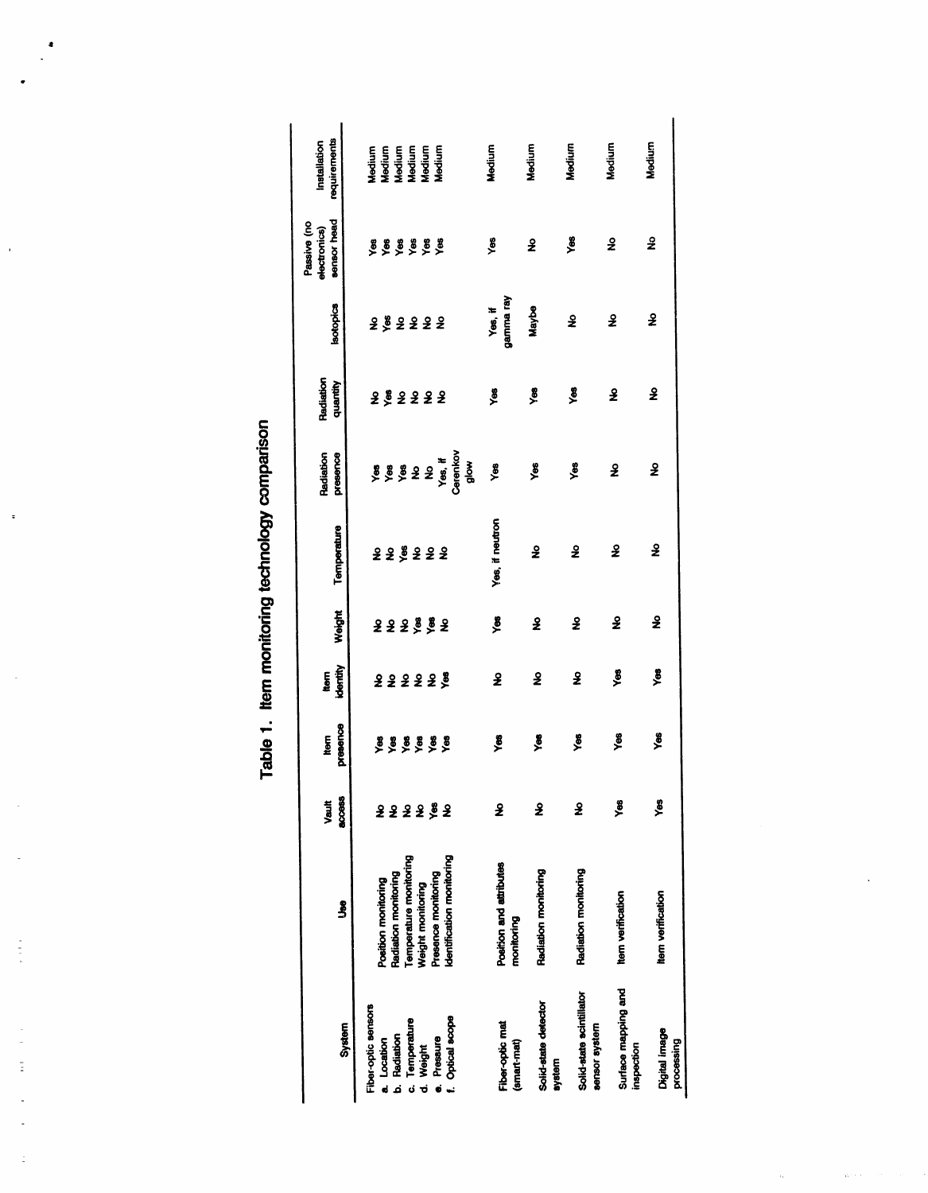# Table 1. Item monitoring technology comparison

| System | Use | Vault access | Item presence | Item identity | Weight | Temperature | Radiation presence | Radiation quantity | Isotopics | Passive (no electronics) sensor head | Installation requirements |
|---|---|---|---|---|---|---|---|---|---|---|---|
| Fiber-optic sensors | | | | | | | | | | | |
| a. Location | Position monitoring | No | Yes | No | No | No | Yes | No | No | Yes | Medium |
| b. Radiation | Radiation monitoring | No | Yes | No | No | No | Yes | Yes | Yes | Yes | Medium |
| c. Temperature | Temperature monitoring | No | Yes | No | No | Yes | Yes | No | No | Yes | Medium |
| d. Weight | Weight monitoring | No | Yes | No | Yes | No | No | No | No | Yes | Medium |
| e. Pressure | Presence monitoring | Yes | Yes | No | Yes | No | No | No | No | Yes | Medium |
| f. Optical scope | Identification monitoring | No | Yes | Yes | No | No | Yes, if Cerenkov glow | No | No | Yes | Medium |
| Fiber-optic mat (smart-mat) | Position and attributes monitoring | No | Yes | No | Yes | Yes, if neutron | Yes | Yes | Yes, if gamma ray | Yes | Medium |
| Solid-state detector system | Radiation monitoring | No | Yes | No | No | No | Yes | Yes | Maybe | No | Medium |
| Solid-state scintillator sensor system | Radiation monitoring | No | Yes | No | No | No | Yes | Yes | No | Yes | Medium |
| Surface mapping and inspection | Item verification | Yes | Yes | Yes | No | No | No | No | No | No | Medium |
| Digital image processing | Item verification | Yes | Yes | Yes | No | No | No | No | No | No | Medium |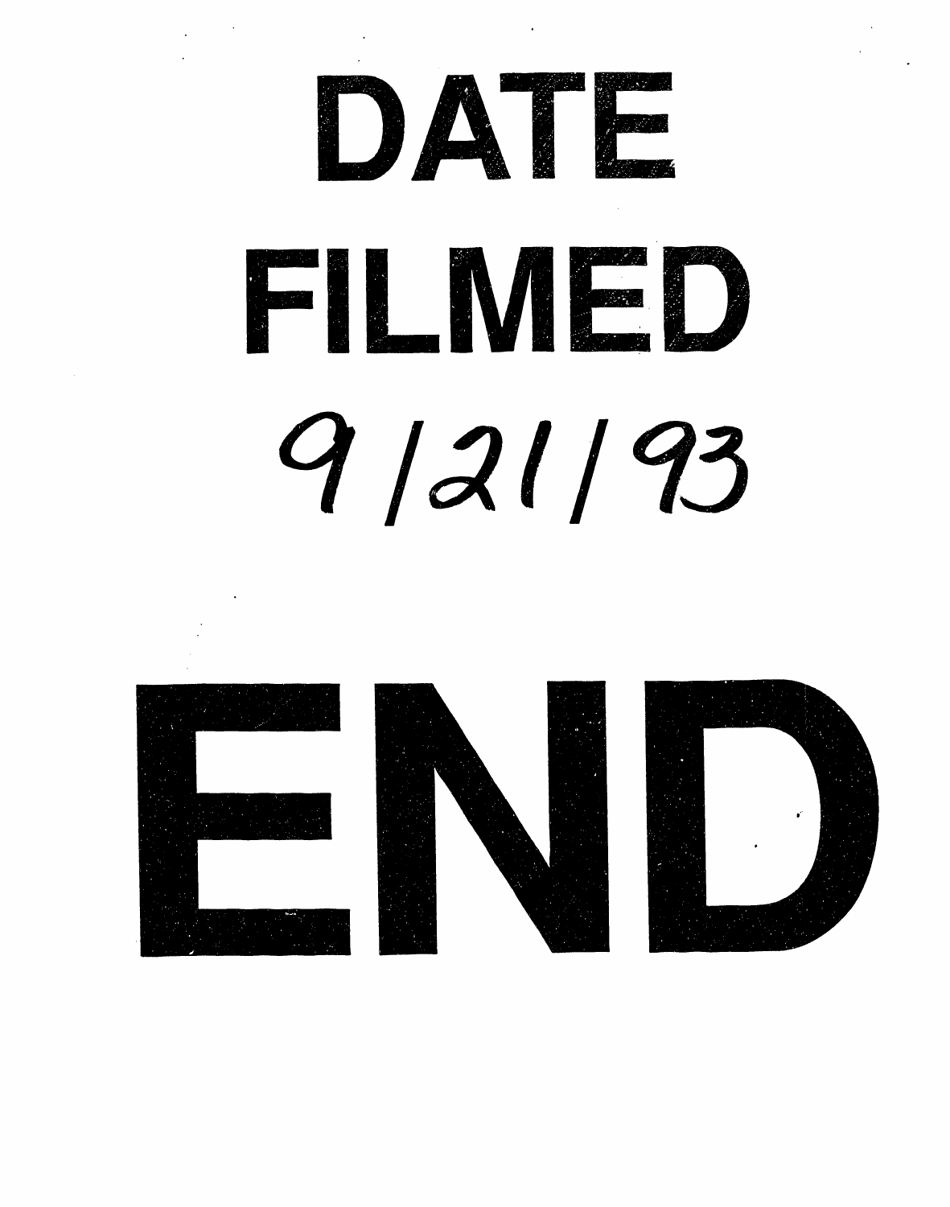# DATE

# FILMED

# 9/21/93

# END